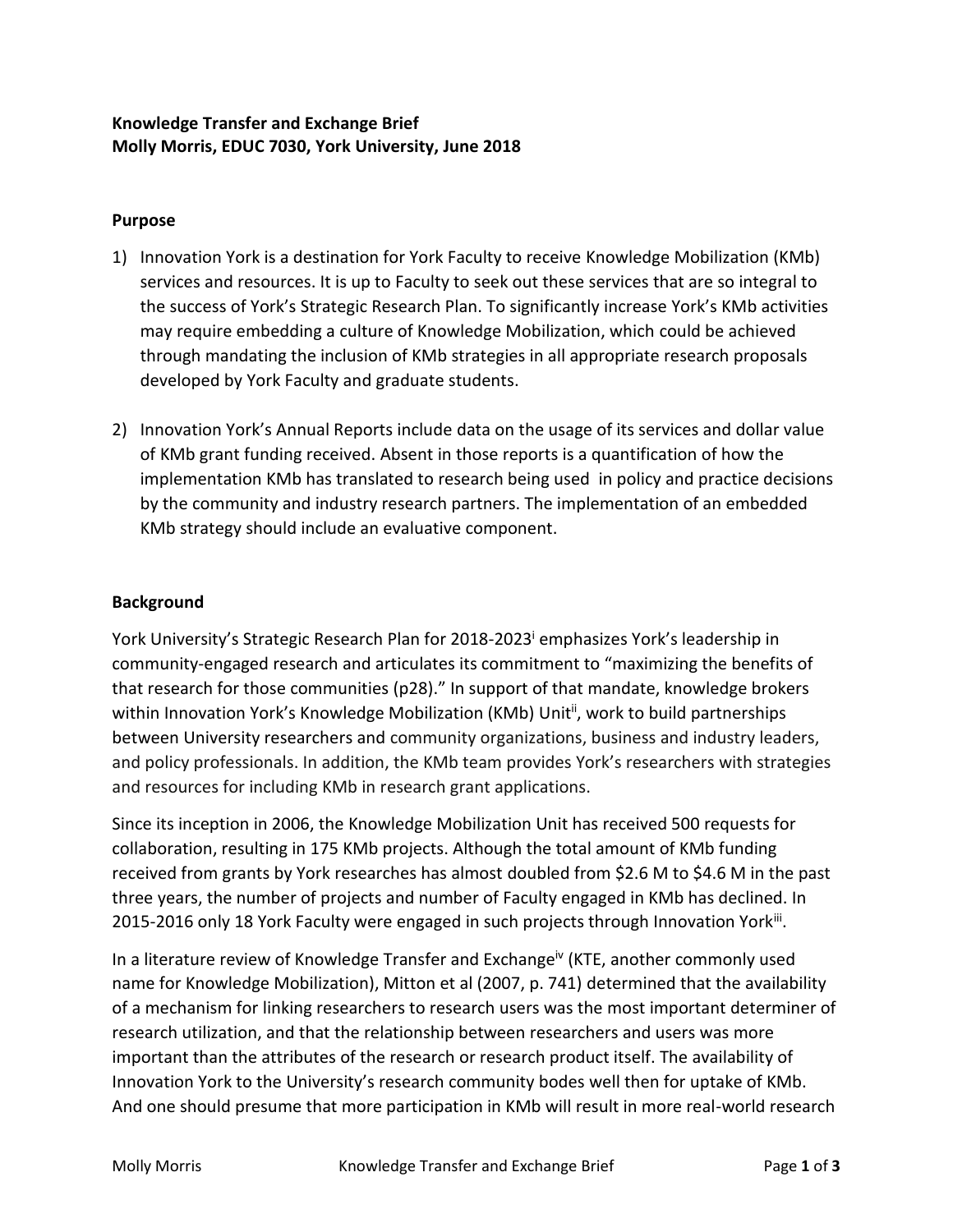**Knowledge Transfer and Exchange Brief**
**Molly Morris, EDUC 7030, York University, June 2018**

**Purpose**

1) Innovation York is a destination for York Faculty to receive Knowledge Mobilization (KMb) services and resources. It is up to Faculty to seek out these services that are so integral to the success of York's Strategic Research Plan. To significantly increase York's KMb activities may require embedding a culture of Knowledge Mobilization, which could be achieved through mandating the inclusion of KMb strategies in all appropriate research proposals developed by York Faculty and graduate students.

2) Innovation York's Annual Reports include data on the usage of its services and dollar value of KMb grant funding received. Absent in those reports is a quantification of how the implementation KMb has translated to research being used in policy and practice decisions by the community and industry research partners. The implementation of an embedded KMb strategy should include an evaluative component.

**Background**

York University's Strategic Research Plan for 2018-2023[i] emphasizes York's leadership in community-engaged research and articulates its commitment to "maximizing the benefits of that research for those communities (p28)." In support of that mandate, knowledge brokers within Innovation York's Knowledge Mobilization (KMb) Unit[ii], work to build partnerships between University researchers and community organizations, business and industry leaders, and policy professionals. In addition, the KMb team provides York's researchers with strategies and resources for including KMb in research grant applications.

Since its inception in 2006, the Knowledge Mobilization Unit has received 500 requests for collaboration, resulting in 175 KMb projects. Although the total amount of KMb funding received from grants by York researches has almost doubled from $2.6 M to $4.6 M in the past three years, the number of projects and number of Faculty engaged in KMb has declined. In 2015-2016 only 18 York Faculty were engaged in such projects through Innovation York[iii].

In a literature review of Knowledge Transfer and Exchange[iv] (KTE, another commonly used name for Knowledge Mobilization), Mitton et al (2007, p. 741) determined that the availability of a mechanism for linking researchers to research users was the most important determiner of research utilization, and that the relationship between researchers and users was more important than the attributes of the research or research product itself. The availability of Innovation York to the University's research community bodes well then for uptake of KMb. And one should presume that more participation in KMb will result in more real-world research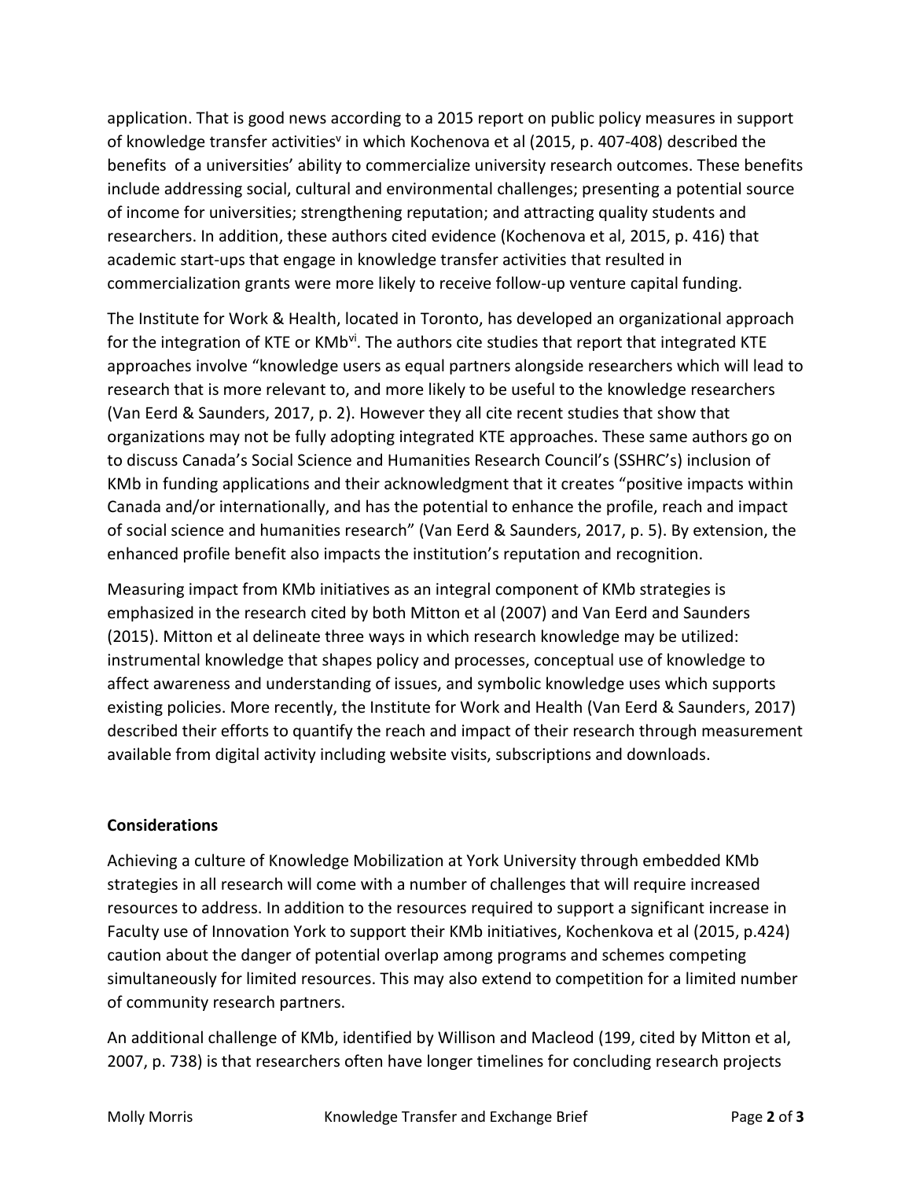application. That is good news according to a 2015 report on public policy measures in support of knowledge transfer activities[v] in which Kochenova et al (2015, p. 407-408) described the benefits of a universities' ability to commercialize university research outcomes. These benefits include addressing social, cultural and environmental challenges; presenting a potential source of income for universities; strengthening reputation; and attracting quality students and researchers. In addition, these authors cited evidence (Kochenova et al, 2015, p. 416) that academic start-ups that engage in knowledge transfer activities that resulted in commercialization grants were more likely to receive follow-up venture capital funding.

The Institute for Work & Health, located in Toronto, has developed an organizational approach for the integration of KTE or KMb[vi]. The authors cite studies that report that integrated KTE approaches involve "knowledge users as equal partners alongside researchers which will lead to research that is more relevant to, and more likely to be useful to the knowledge researchers (Van Eerd & Saunders, 2017, p. 2). However they all cite recent studies that show that organizations may not be fully adopting integrated KTE approaches. These same authors go on to discuss Canada's Social Science and Humanities Research Council's (SSHRC's) inclusion of KMb in funding applications and their acknowledgment that it creates "positive impacts within Canada and/or internationally, and has the potential to enhance the profile, reach and impact of social science and humanities research" (Van Eerd & Saunders, 2017, p. 5). By extension, the enhanced profile benefit also impacts the institution's reputation and recognition.

Measuring impact from KMb initiatives as an integral component of KMb strategies is emphasized in the research cited by both Mitton et al (2007) and Van Eerd and Saunders (2015). Mitton et al delineate three ways in which research knowledge may be utilized: instrumental knowledge that shapes policy and processes, conceptual use of knowledge to affect awareness and understanding of issues, and symbolic knowledge uses which supports existing policies. More recently, the Institute for Work and Health (Van Eerd & Saunders, 2017) described their efforts to quantify the reach and impact of their research through measurement available from digital activity including website visits, subscriptions and downloads.

**Considerations**

Achieving a culture of Knowledge Mobilization at York University through embedded KMb strategies in all research will come with a number of challenges that will require increased resources to address. In addition to the resources required to support a significant increase in Faculty use of Innovation York to support their KMb initiatives, Kochenkova et al (2015, p.424) caution about the danger of potential overlap among programs and schemes competing simultaneously for limited resources. This may also extend to competition for a limited number of community research partners.

An additional challenge of KMb, identified by Willison and Macleod (199, cited by Mitton et al, 2007, p. 738) is that researchers often have longer timelines for concluding research projects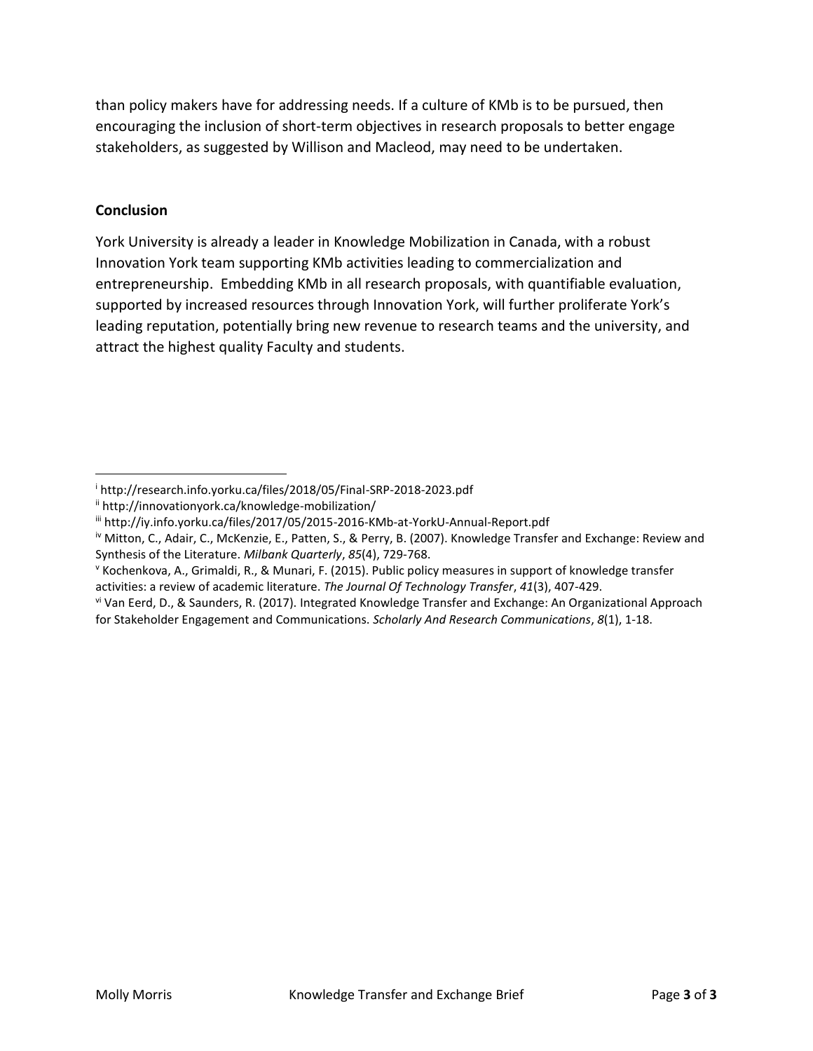than policy makers have for addressing needs. If a culture of KMb is to be pursued, then encouraging the inclusion of short-term objectives in research proposals to better engage stakeholders, as suggested by Willison and Macleod, may need to be undertaken.

**Conclusion**

York University is already a leader in Knowledge Mobilization in Canada, with a robust Innovation York team supporting KMb activities leading to commercialization and entrepreneurship. Embedding KMb in all research proposals, with quantifiable evaluation, supported by increased resources through Innovation York, will further proliferate York's leading reputation, potentially bring new revenue to research teams and the university, and attract the highest quality Faculty and students.

---

[i] http://research.info.yorku.ca/files/2018/05/Final-SRP-2018-2023.pdf

[ii] http://innovationyork.ca/knowledge-mobilization/

[iii] http://iy.info.yorku.ca/files/2017/05/2015-2016-KMb-at-YorkU-Annual-Report.pdf

[iv] Mitton, C., Adair, C., McKenzie, E., Patten, S., & Perry, B. (2007). Knowledge Transfer and Exchange: Review and Synthesis of the Literature. *Milbank Quarterly*, *85*(4), 729-768.

[v] Kochenkova, A., Grimaldi, R., & Munari, F. (2015). Public policy measures in support of knowledge transfer activities: a review of academic literature. *The Journal Of Technology Transfer*, *41*(3), 407-429.

[vi] Van Eerd, D., & Saunders, R. (2017). Integrated Knowledge Transfer and Exchange: An Organizational Approach for Stakeholder Engagement and Communications. *Scholarly And Research Communications*, *8*(1), 1-18.